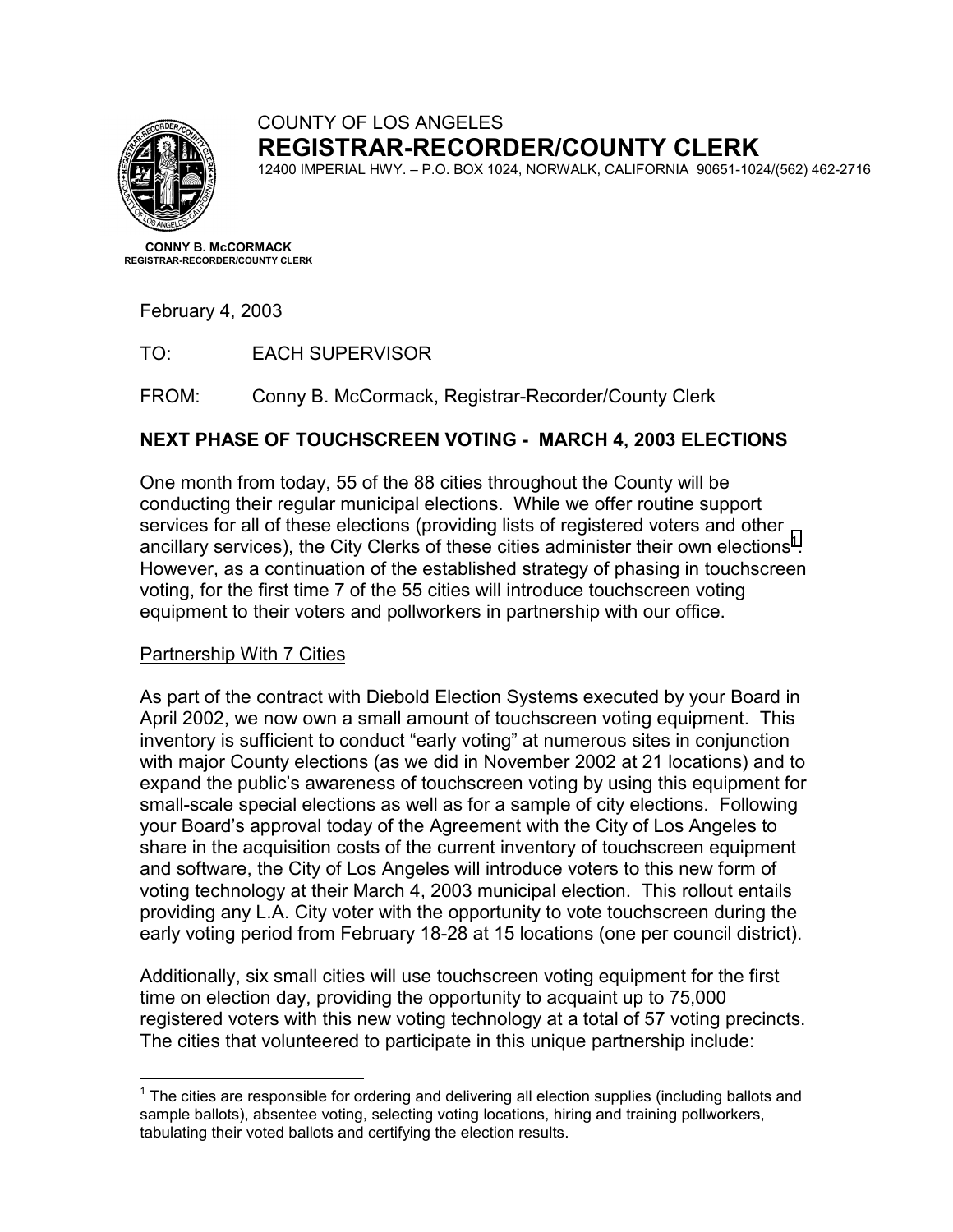COUNTY OF LOS ANGELES

# REGISTRAR-RECORDER/COUNTY CLERK

12400 IMPERIAL HWY. – P.O. BOX 1024, NORWALK, CALIFORNIA 90651-1024/(562) 462-2716

**CONNY B. McCORMACK**
**REGISTRAR-RECORDER/COUNTY CLERK**

February 4, 2003

TO: EACH SUPERVISOR

FROM: Conny B. McCormack, Registrar-Recorder/County Clerk

**NEXT PHASE OF TOUCHSCREEN VOTING - MARCH 4, 2003 ELECTIONS**

One month from today, 55 of the 88 cities throughout the County will be conducting their regular municipal elections. While we offer routine support services for all of these elections (providing lists of registered voters and other ancillary services), the City Clerks of these cities administer their own elections[1]. However, as a continuation of the established strategy of phasing in touchscreen voting, for the first time 7 of the 55 cities will introduce touchscreen voting equipment to their voters and pollworkers in partnership with our office.

Partnership With 7 Cities

As part of the contract with Diebold Election Systems executed by your Board in April 2002, we now own a small amount of touchscreen voting equipment. This inventory is sufficient to conduct "early voting" at numerous sites in conjunction with major County elections (as we did in November 2002 at 21 locations) and to expand the public's awareness of touchscreen voting by using this equipment for small-scale special elections as well as for a sample of city elections. Following your Board's approval today of the Agreement with the City of Los Angeles to share in the acquisition costs of the current inventory of touchscreen equipment and software, the City of Los Angeles will introduce voters to this new form of voting technology at their March 4, 2003 municipal election. This rollout entails providing any L.A. City voter with the opportunity to vote touchscreen during the early voting period from February 18-28 at 15 locations (one per council district).

Additionally, six small cities will use touchscreen voting equipment for the first time on election day, providing the opportunity to acquaint up to 75,000 registered voters with this new voting technology at a total of 57 voting precincts. The cities that volunteered to participate in this unique partnership include:

[1] The cities are responsible for ordering and delivering all election supplies (including ballots and sample ballots), absentee voting, selecting voting locations, hiring and training pollworkers, tabulating their voted ballots and certifying the election results.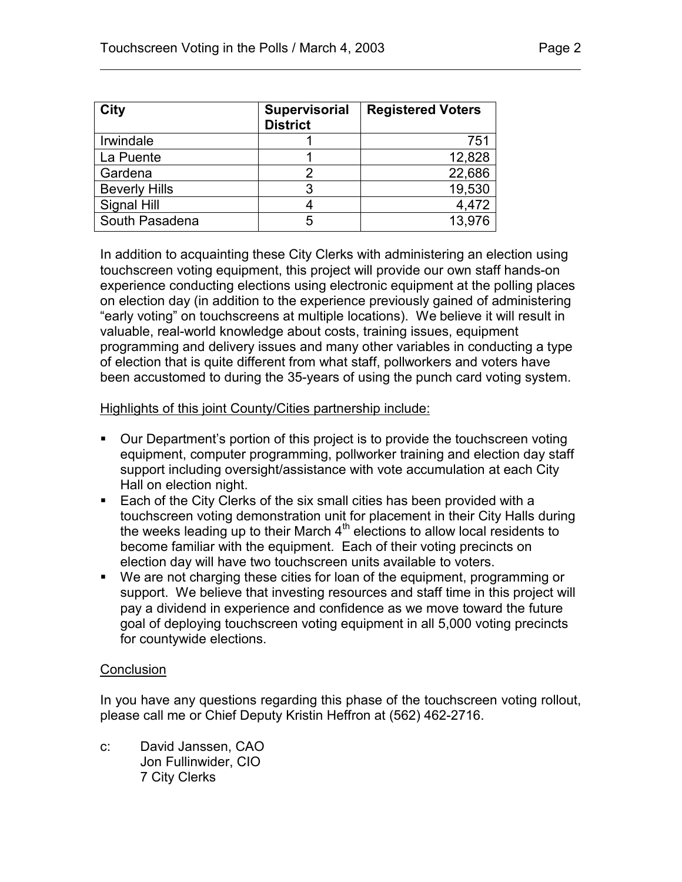| City | Supervisorial District | Registered Voters |
|---|---|---|
| Irwindale | 1 | 751 |
| La Puente | 1 | 12,828 |
| Gardena | 2 | 22,686 |
| Beverly Hills | 3 | 19,530 |
| Signal Hill | 4 | 4,472 |
| South Pasadena | 5 | 13,976 |

In addition to acquainting these City Clerks with administering an election using touchscreen voting equipment, this project will provide our own staff hands-on experience conducting elections using electronic equipment at the polling places on election day (in addition to the experience previously gained of administering "early voting" on touchscreens at multiple locations). We believe it will result in valuable, real-world knowledge about costs, training issues, equipment programming and delivery issues and many other variables in conducting a type of election that is quite different from what staff, pollworkers and voters have been accustomed to during the 35-years of using the punch card voting system.

<u>Highlights of this joint County/Cities partnership include:</u>

- Our Department's portion of this project is to provide the touchscreen voting equipment, computer programming, pollworker training and election day staff support including oversight/assistance with vote accumulation at each City Hall on election night.
- Each of the City Clerks of the six small cities has been provided with a touchscreen voting demonstration unit for placement in their City Halls during the weeks leading up to their March 4th elections to allow local residents to become familiar with the equipment. Each of their voting precincts on election day will have two touchscreen units available to voters.
- We are not charging these cities for loan of the equipment, programming or support. We believe that investing resources and staff time in this project will pay a dividend in experience and confidence as we move toward the future goal of deploying touchscreen voting equipment in all 5,000 voting precincts for countywide elections.

<u>Conclusion</u>

In you have any questions regarding this phase of the touchscreen voting rollout, please call me or Chief Deputy Kristin Heffron at (562) 462-2716.

c: David Janssen, CAO
Jon Fullinwider, CIO
7 City Clerks